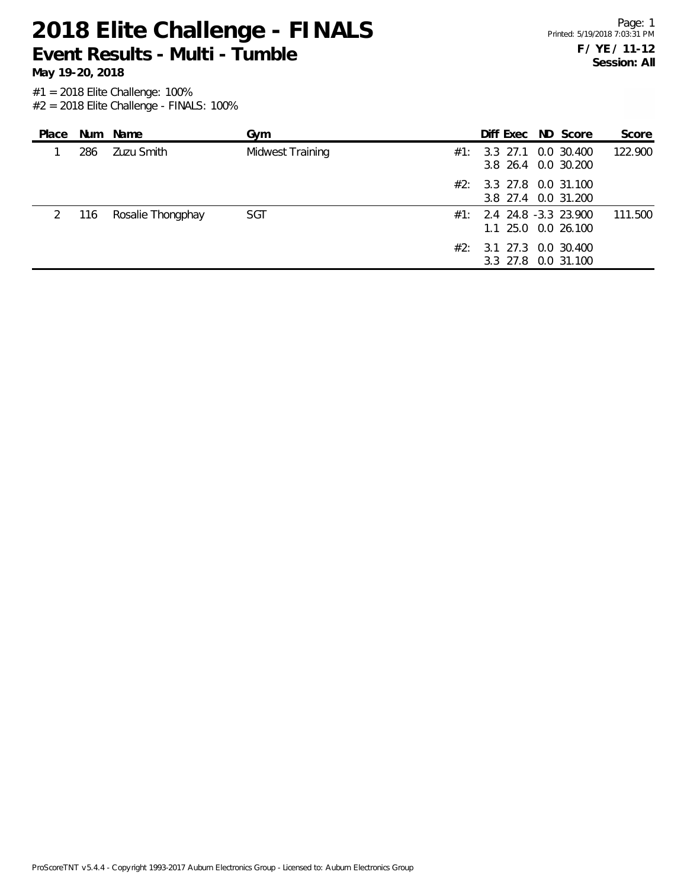# 2018 Elite Challenge - FINALS

## Event Results - Multi - Tumble

**May 19-20, 2018**

**F / YE / 11-12**
**Session: All**

#1 = 2018 Elite Challenge: 100%
#2 = 2018 Elite Challenge - FINALS: 100%

| Place | Num | Name | Gym | | Diff | Exec | ND | Score | Score |
|---|---|---|---|---|---|---|---|---|---|
| 1 | 286 | Zuzu Smith | Midwest Training | #1: | 3.3 | 27.1 | 0.0 | 30.400 | 122.900 |
| | | | | | 3.8 | 26.4 | 0.0 | 30.200 | |
| | | | | #2: | 3.3 | 27.8 | 0.0 | 31.100 | |
| | | | | | 3.8 | 27.4 | 0.0 | 31.200 | |
| 2 | 116 | Rosalie Thongphay | SGT | #1: | 2.4 | 24.8 | -3.3 | 23.900 | 111.500 |
| | | | | | 1.1 | 25.0 | 0.0 | 26.100 | |
| | | | | #2: | 3.1 | 27.3 | 0.0 | 30.400 | |
| | | | | | 3.3 | 27.8 | 0.0 | 31.100 | |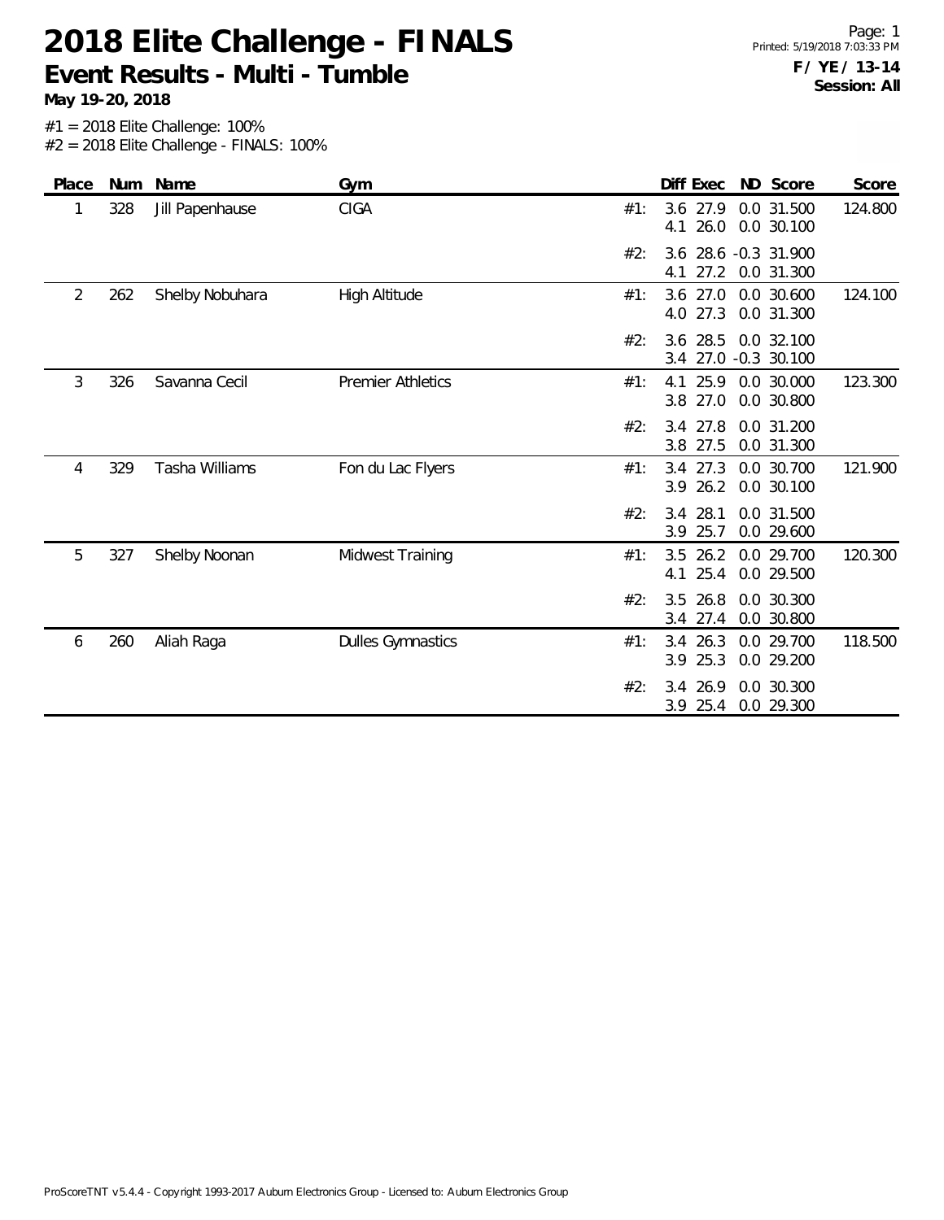# 2018 Elite Challenge - FINALS

## Event Results - Multi - Tumble

**May 19-20, 2018**

**F / YE / 13-14**
**Session: All**

#1 = 2018 Elite Challenge: 100%
#2 = 2018 Elite Challenge - FINALS: 100%

| Place | Num | Name | Gym | | Diff | Exec | ND | Score | Score |
|---|---|---|---|---|---|---|---|---|---|
| 1 | 328 | Jill Papenhause | CIGA | #1: | 3.6 | 27.9 | 0.0 | 31.500 | 124.800 |
| | | | | | 4.1 | 26.0 | 0.0 | 30.100 | |
| | | | | #2: | 3.6 | 28.6 | -0.3 | 31.900 | |
| | | | | | 4.1 | 27.2 | 0.0 | 31.300 | |
| 2 | 262 | Shelby Nobuhara | High Altitude | #1: | 3.6 | 27.0 | 0.0 | 30.600 | 124.100 |
| | | | | | 4.0 | 27.3 | 0.0 | 31.300 | |
| | | | | #2: | 3.6 | 28.5 | 0.0 | 32.100 | |
| | | | | | 3.4 | 27.0 | -0.3 | 30.100 | |
| 3 | 326 | Savanna Cecil | Premier Athletics | #1: | 4.1 | 25.9 | 0.0 | 30.000 | 123.300 |
| | | | | | 3.8 | 27.0 | 0.0 | 30.800 | |
| | | | | #2: | 3.4 | 27.8 | 0.0 | 31.200 | |
| | | | | | 3.8 | 27.5 | 0.0 | 31.300 | |
| 4 | 329 | Tasha Williams | Fon du Lac Flyers | #1: | 3.4 | 27.3 | 0.0 | 30.700 | 121.900 |
| | | | | | 3.9 | 26.2 | 0.0 | 30.100 | |
| | | | | #2: | 3.4 | 28.1 | 0.0 | 31.500 | |
| | | | | | 3.9 | 25.7 | 0.0 | 29.600 | |
| 5 | 327 | Shelby Noonan | Midwest Training | #1: | 3.5 | 26.2 | 0.0 | 29.700 | 120.300 |
| | | | | | 4.1 | 25.4 | 0.0 | 29.500 | |
| | | | | #2: | 3.5 | 26.8 | 0.0 | 30.300 | |
| | | | | | 3.4 | 27.4 | 0.0 | 30.800 | |
| 6 | 260 | Aliah Raga | Dulles Gymnastics | #1: | 3.4 | 26.3 | 0.0 | 29.700 | 118.500 |
| | | | | | 3.9 | 25.3 | 0.0 | 29.200 | |
| | | | | #2: | 3.4 | 26.9 | 0.0 | 30.300 | |
| | | | | | 3.9 | 25.4 | 0.0 | 29.300 | |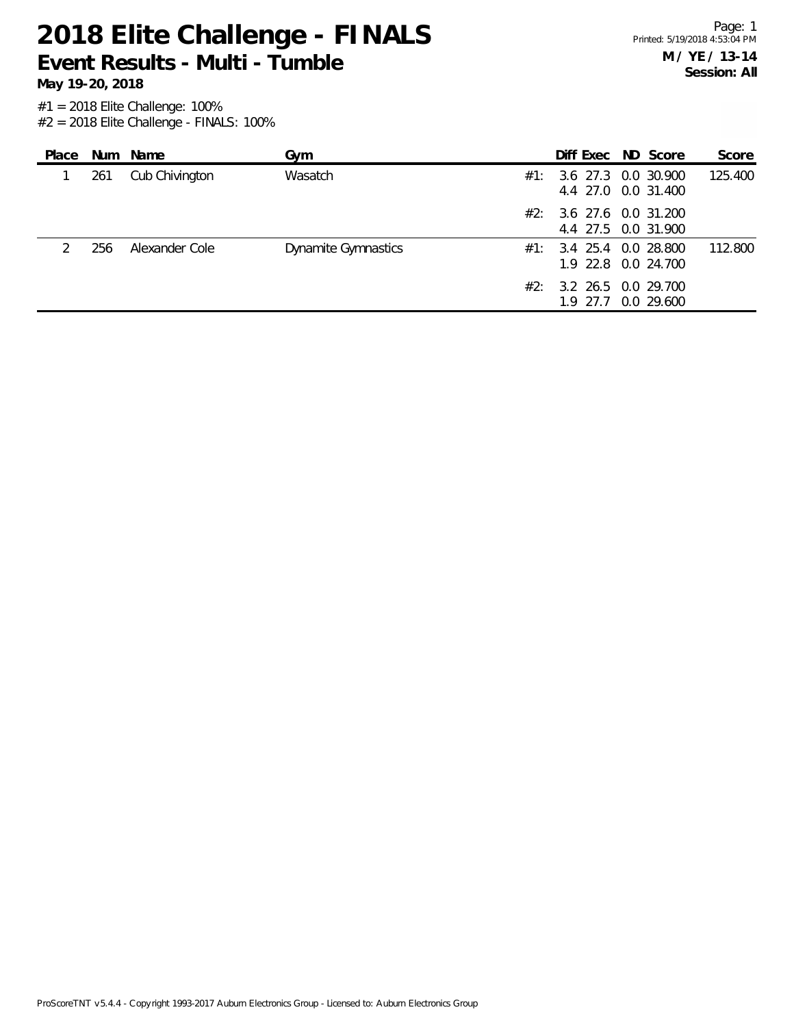# 2018 Elite Challenge - FINALS

## Event Results - Multi - Tumble

**May 19-20, 2018**

**M / YE / 13-14**
**Session: All**

#1 = 2018 Elite Challenge: 100%
#2 = 2018 Elite Challenge - FINALS: 100%

| Place | Num | Name | Gym | | Diff | Exec | ND | Score | Score |
|---|---|---|---|---|---|---|---|---|---|
| 1 | 261 | Cub Chivington | Wasatch | #1: | 3.6 | 27.3 | 0.0 | 30.900 | 125.400 |
| | | | | | 4.4 | 27.0 | 0.0 | 31.400 | |
| | | | | #2: | 3.6 | 27.6 | 0.0 | 31.200 | |
| | | | | | 4.4 | 27.5 | 0.0 | 31.900 | |
| 2 | 256 | Alexander Cole | Dynamite Gymnastics | #1: | 3.4 | 25.4 | 0.0 | 28.800 | 112.800 |
| | | | | | 1.9 | 22.8 | 0.0 | 24.700 | |
| | | | | #2: | 3.2 | 26.5 | 0.0 | 29.700 | |
| | | | | | 1.9 | 27.7 | 0.0 | 29.600 | |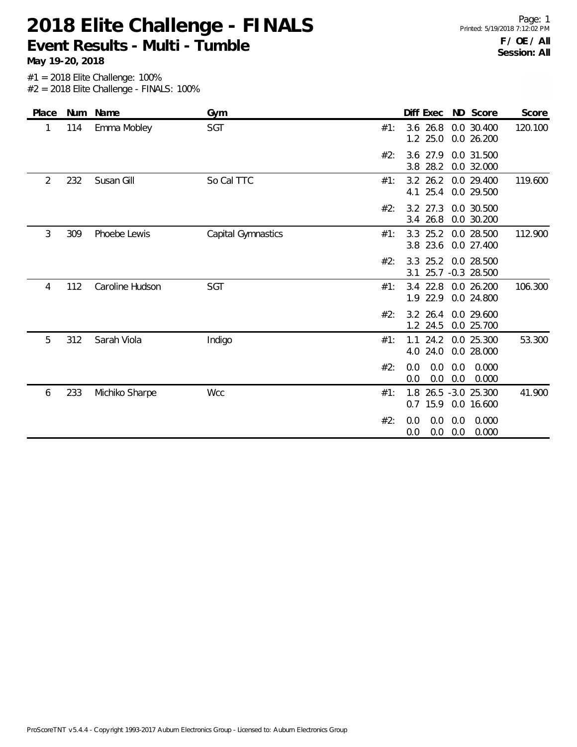# 2018 Elite Challenge - FINALS

## Event Results - Multi - Tumble

**May 19-20, 2018**

**F / OE / All**
**Session: All**

#1 = 2018 Elite Challenge: 100%
#2 = 2018 Elite Challenge - FINALS: 100%

| Place | Num | Name | Gym | | Diff | Exec | ND | Score | Score |
|---|---|---|---|---|---|---|---|---|---|
| 1 | 114 | Emma Mobley | SGT | #1: | 3.6 | 26.8 | 0.0 | 30.400 | 120.100 |
| | | | | | 1.2 | 25.0 | 0.0 | 26.200 | |
| | | | | #2: | 3.6 | 27.9 | 0.0 | 31.500 | |
| | | | | | 3.8 | 28.2 | 0.0 | 32.000 | |
| 2 | 232 | Susan Gill | So Cal TTC | #1: | 3.2 | 26.2 | 0.0 | 29.400 | 119.600 |
| | | | | | 4.1 | 25.4 | 0.0 | 29.500 | |
| | | | | #2: | 3.2 | 27.3 | 0.0 | 30.500 | |
| | | | | | 3.4 | 26.8 | 0.0 | 30.200 | |
| 3 | 309 | Phoebe Lewis | Capital Gymnastics | #1: | 3.3 | 25.2 | 0.0 | 28.500 | 112.900 |
| | | | | | 3.8 | 23.6 | 0.0 | 27.400 | |
| | | | | #2: | 3.3 | 25.2 | 0.0 | 28.500 | |
| | | | | | 3.1 | 25.7 | -0.3 | 28.500 | |
| 4 | 112 | Caroline Hudson | SGT | #1: | 3.4 | 22.8 | 0.0 | 26.200 | 106.300 |
| | | | | | 1.9 | 22.9 | 0.0 | 24.800 | |
| | | | | #2: | 3.2 | 26.4 | 0.0 | 29.600 | |
| | | | | | 1.2 | 24.5 | 0.0 | 25.700 | |
| 5 | 312 | Sarah Viola | Indigo | #1: | 1.1 | 24.2 | 0.0 | 25.300 | 53.300 |
| | | | | | 4.0 | 24.0 | 0.0 | 28.000 | |
| | | | | #2: | 0.0 | 0.0 | 0.0 | 0.000 | |
| | | | | | 0.0 | 0.0 | 0.0 | 0.000 | |
| 6 | 233 | Michiko Sharpe | Wcc | #1: | 1.8 | 26.5 | -3.0 | 25.300 | 41.900 |
| | | | | | 0.7 | 15.9 | 0.0 | 16.600 | |
| | | | | #2: | 0.0 | 0.0 | 0.0 | 0.000 | |
| | | | | | 0.0 | 0.0 | 0.0 | 0.000 | |

ProScoreTNT v5.4.4 - Copyright 1993-2017 Auburn Electronics Group - Licensed to: Auburn Electronics Group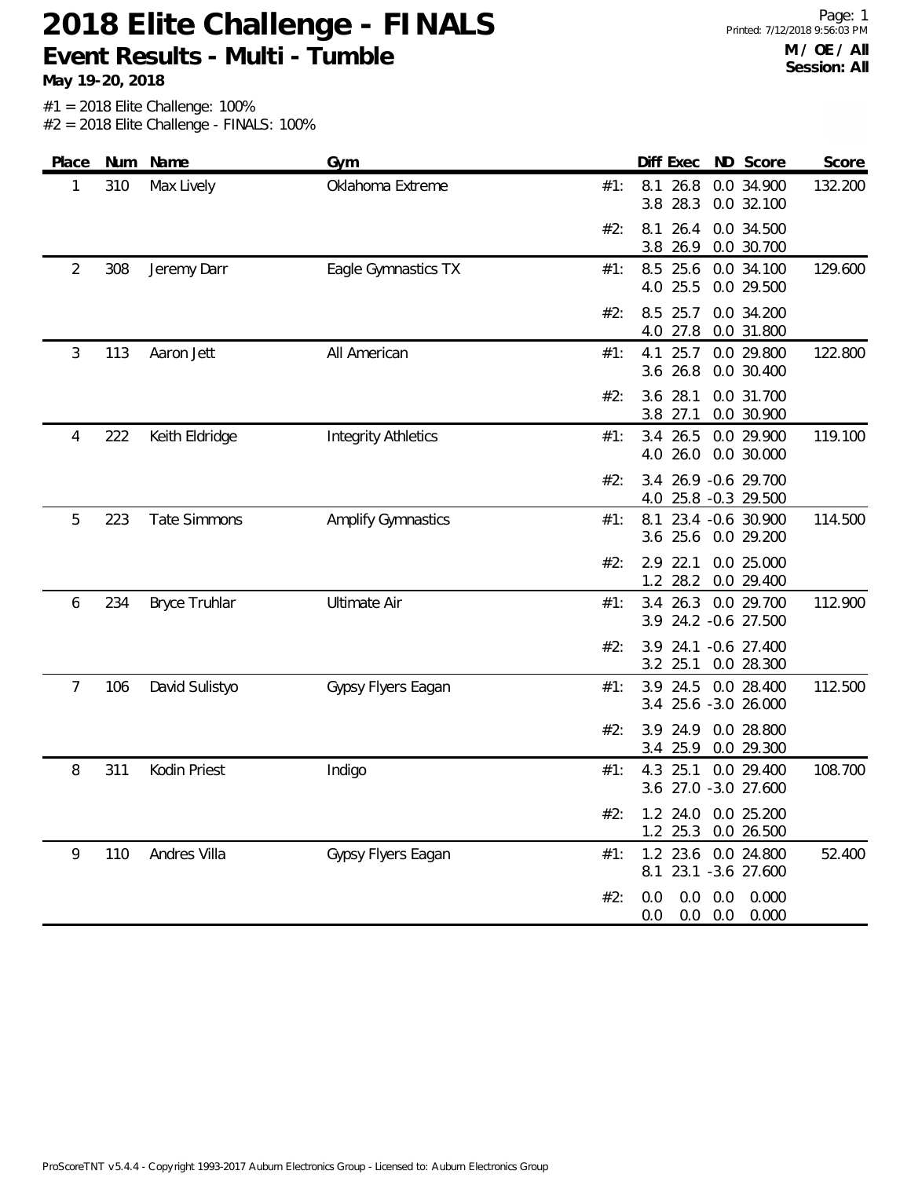# 2018 Elite Challenge - FINALS

## Event Results - Multi - Tumble

**May 19-20, 2018**

**M / OE / All**
**Session: All**

#1 = 2018 Elite Challenge: 100%
#2 = 2018 Elite Challenge - FINALS: 100%

| Place | Num | Name | Gym | | Diff | Exec | ND | Score | Score |
|---|---|---|---|---|---|---|---|---|---|
| 1 | 310 | Max Lively | Oklahoma Extreme | #1: | 8.1 | 26.8 | 0.0 | 34.900 | 132.200 |
| | | | | | 3.8 | 28.3 | 0.0 | 32.100 | |
| | | | | #2: | 8.1 | 26.4 | 0.0 | 34.500 | |
| | | | | | 3.8 | 26.9 | 0.0 | 30.700 | |
| 2 | 308 | Jeremy Darr | Eagle Gymnastics TX | #1: | 8.5 | 25.6 | 0.0 | 34.100 | 129.600 |
| | | | | | 4.0 | 25.5 | 0.0 | 29.500 | |
| | | | | #2: | 8.5 | 25.7 | 0.0 | 34.200 | |
| | | | | | 4.0 | 27.8 | 0.0 | 31.800 | |
| 3 | 113 | Aaron Jett | All American | #1: | 4.1 | 25.7 | 0.0 | 29.800 | 122.800 |
| | | | | | 3.6 | 26.8 | 0.0 | 30.400 | |
| | | | | #2: | 3.6 | 28.1 | 0.0 | 31.700 | |
| | | | | | 3.8 | 27.1 | 0.0 | 30.900 | |
| 4 | 222 | Keith Eldridge | Integrity Athletics | #1: | 3.4 | 26.5 | 0.0 | 29.900 | 119.100 |
| | | | | | 4.0 | 26.0 | 0.0 | 30.000 | |
| | | | | #2: | 3.4 | 26.9 | -0.6 | 29.700 | |
| | | | | | 4.0 | 25.8 | -0.3 | 29.500 | |
| 5 | 223 | Tate Simmons | Amplify Gymnastics | #1: | 8.1 | 23.4 | -0.6 | 30.900 | 114.500 |
| | | | | | 3.6 | 25.6 | 0.0 | 29.200 | |
| | | | | #2: | 2.9 | 22.1 | 0.0 | 25.000 | |
| | | | | | 1.2 | 28.2 | 0.0 | 29.400 | |
| 6 | 234 | Bryce Truhlar | Ultimate Air | #1: | 3.4 | 26.3 | 0.0 | 29.700 | 112.900 |
| | | | | | 3.9 | 24.2 | -0.6 | 27.500 | |
| | | | | #2: | 3.9 | 24.1 | -0.6 | 27.400 | |
| | | | | | 3.2 | 25.1 | 0.0 | 28.300 | |
| 7 | 106 | David Sulistyo | Gypsy Flyers Eagan | #1: | 3.9 | 24.5 | 0.0 | 28.400 | 112.500 |
| | | | | | 3.4 | 25.6 | -3.0 | 26.000 | |
| | | | | #2: | 3.9 | 24.9 | 0.0 | 28.800 | |
| | | | | | 3.4 | 25.9 | 0.0 | 29.300 | |
| 8 | 311 | Kodin Priest | Indigo | #1: | 4.3 | 25.1 | 0.0 | 29.400 | 108.700 |
| | | | | | 3.6 | 27.0 | -3.0 | 27.600 | |
| | | | | #2: | 1.2 | 24.0 | 0.0 | 25.200 | |
| | | | | | 1.2 | 25.3 | 0.0 | 26.500 | |
| 9 | 110 | Andres Villa | Gypsy Flyers Eagan | #1: | 1.2 | 23.6 | 0.0 | 24.800 | 52.400 |
| | | | | | 8.1 | 23.1 | -3.6 | 27.600 | |
| | | | | #2: | 0.0 | 0.0 | 0.0 | 0.000 | |
| | | | | | 0.0 | 0.0 | 0.0 | 0.000 | |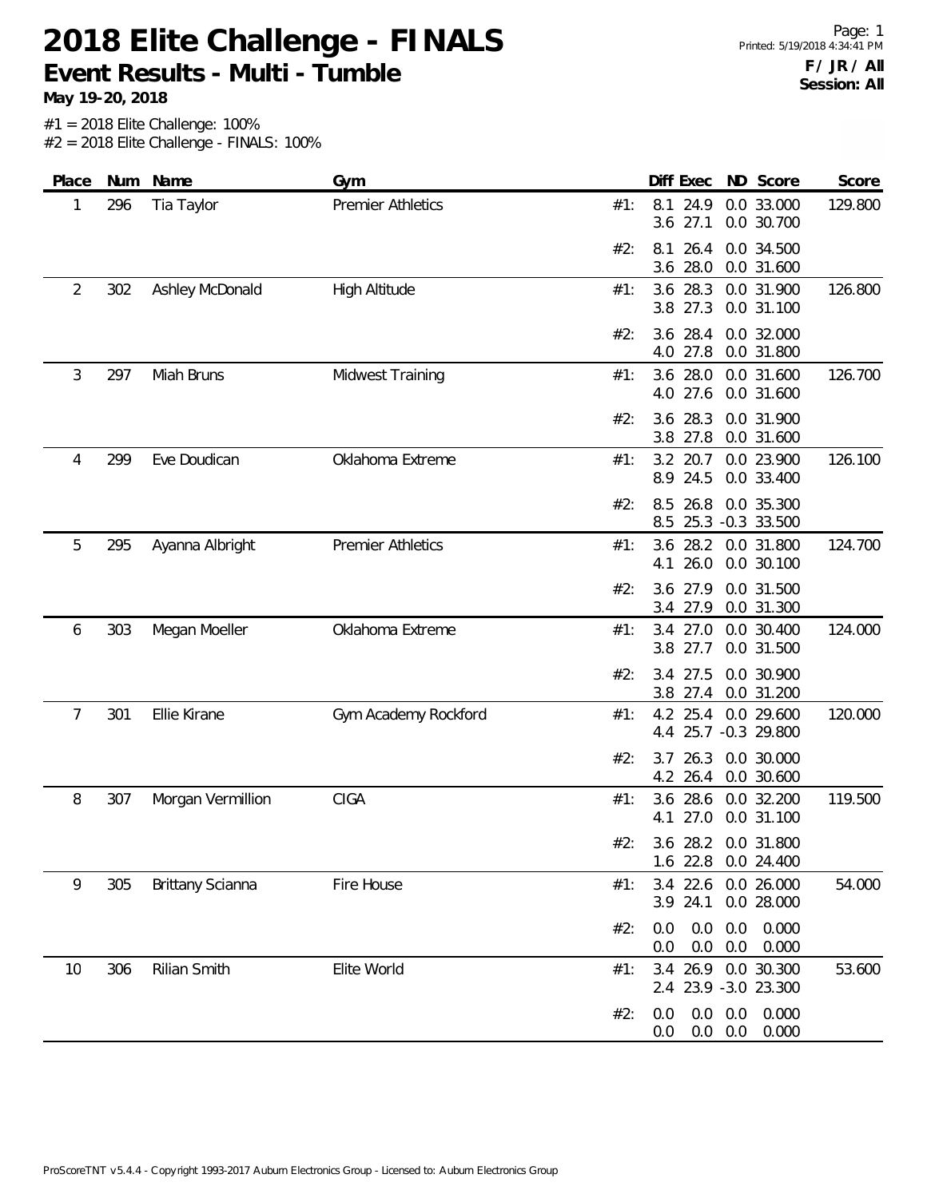# 2018 Elite Challenge - FINALS

## Event Results - Multi - Tumble

**May 19-20, 2018**

**F / JR / All**
**Session: All**

#1 = 2018 Elite Challenge: 100%
#2 = 2018 Elite Challenge - FINALS: 100%

| Place | Num | Name | Gym | | Diff | Exec | ND | Score | Score |
|---|---|---|---|---|---|---|---|---|---|
| 1 | 296 | Tia Taylor | Premier Athletics | #1: | 8.1 | 24.9 | 0.0 | 33.000 | 129.800 |
| | | | | | 3.6 | 27.1 | 0.0 | 30.700 | |
| | | | | #2: | 8.1 | 26.4 | 0.0 | 34.500 | |
| | | | | | 3.6 | 28.0 | 0.0 | 31.600 | |
| 2 | 302 | Ashley McDonald | High Altitude | #1: | 3.6 | 28.3 | 0.0 | 31.900 | 126.800 |
| | | | | | 3.8 | 27.3 | 0.0 | 31.100 | |
| | | | | #2: | 3.6 | 28.4 | 0.0 | 32.000 | |
| | | | | | 4.0 | 27.8 | 0.0 | 31.800 | |
| 3 | 297 | Miah Bruns | Midwest Training | #1: | 3.6 | 28.0 | 0.0 | 31.600 | 126.700 |
| | | | | | 4.0 | 27.6 | 0.0 | 31.600 | |
| | | | | #2: | 3.6 | 28.3 | 0.0 | 31.900 | |
| | | | | | 3.8 | 27.8 | 0.0 | 31.600 | |
| 4 | 299 | Eve Doudican | Oklahoma Extreme | #1: | 3.2 | 20.7 | 0.0 | 23.900 | 126.100 |
| | | | | | 8.9 | 24.5 | 0.0 | 33.400 | |
| | | | | #2: | 8.5 | 26.8 | 0.0 | 35.300 | |
| | | | | | 8.5 | 25.3 | -0.3 | 33.500 | |
| 5 | 295 | Ayanna Albright | Premier Athletics | #1: | 3.6 | 28.2 | 0.0 | 31.800 | 124.700 |
| | | | | | 4.1 | 26.0 | 0.0 | 30.100 | |
| | | | | #2: | 3.6 | 27.9 | 0.0 | 31.500 | |
| | | | | | 3.4 | 27.9 | 0.0 | 31.300 | |
| 6 | 303 | Megan Moeller | Oklahoma Extreme | #1: | 3.4 | 27.0 | 0.0 | 30.400 | 124.000 |
| | | | | | 3.8 | 27.7 | 0.0 | 31.500 | |
| | | | | #2: | 3.4 | 27.5 | 0.0 | 30.900 | |
| | | | | | 3.8 | 27.4 | 0.0 | 31.200 | |
| 7 | 301 | Ellie Kirane | Gym Academy Rockford | #1: | 4.2 | 25.4 | 0.0 | 29.600 | 120.000 |
| | | | | | 4.4 | 25.7 | -0.3 | 29.800 | |
| | | | | #2: | 3.7 | 26.3 | 0.0 | 30.000 | |
| | | | | | 4.2 | 26.4 | 0.0 | 30.600 | |
| 8 | 307 | Morgan Vermillion | CIGA | #1: | 3.6 | 28.6 | 0.0 | 32.200 | 119.500 |
| | | | | | 4.1 | 27.0 | 0.0 | 31.100 | |
| | | | | #2: | 3.6 | 28.2 | 0.0 | 31.800 | |
| | | | | | 1.6 | 22.8 | 0.0 | 24.400 | |
| 9 | 305 | Brittany Scianna | Fire House | #1: | 3.4 | 22.6 | 0.0 | 26.000 | 54.000 |
| | | | | | 3.9 | 24.1 | 0.0 | 28.000 | |
| | | | | #2: | 0.0 | 0.0 | 0.0 | 0.000 | |
| | | | | | 0.0 | 0.0 | 0.0 | 0.000 | |
| 10 | 306 | Rilian Smith | Elite World | #1: | 3.4 | 26.9 | 0.0 | 30.300 | 53.600 |
| | | | | | 2.4 | 23.9 | -3.0 | 23.300 | |
| | | | | #2: | 0.0 | 0.0 | 0.0 | 0.000 | |
| | | | | | 0.0 | 0.0 | 0.0 | 0.000 | |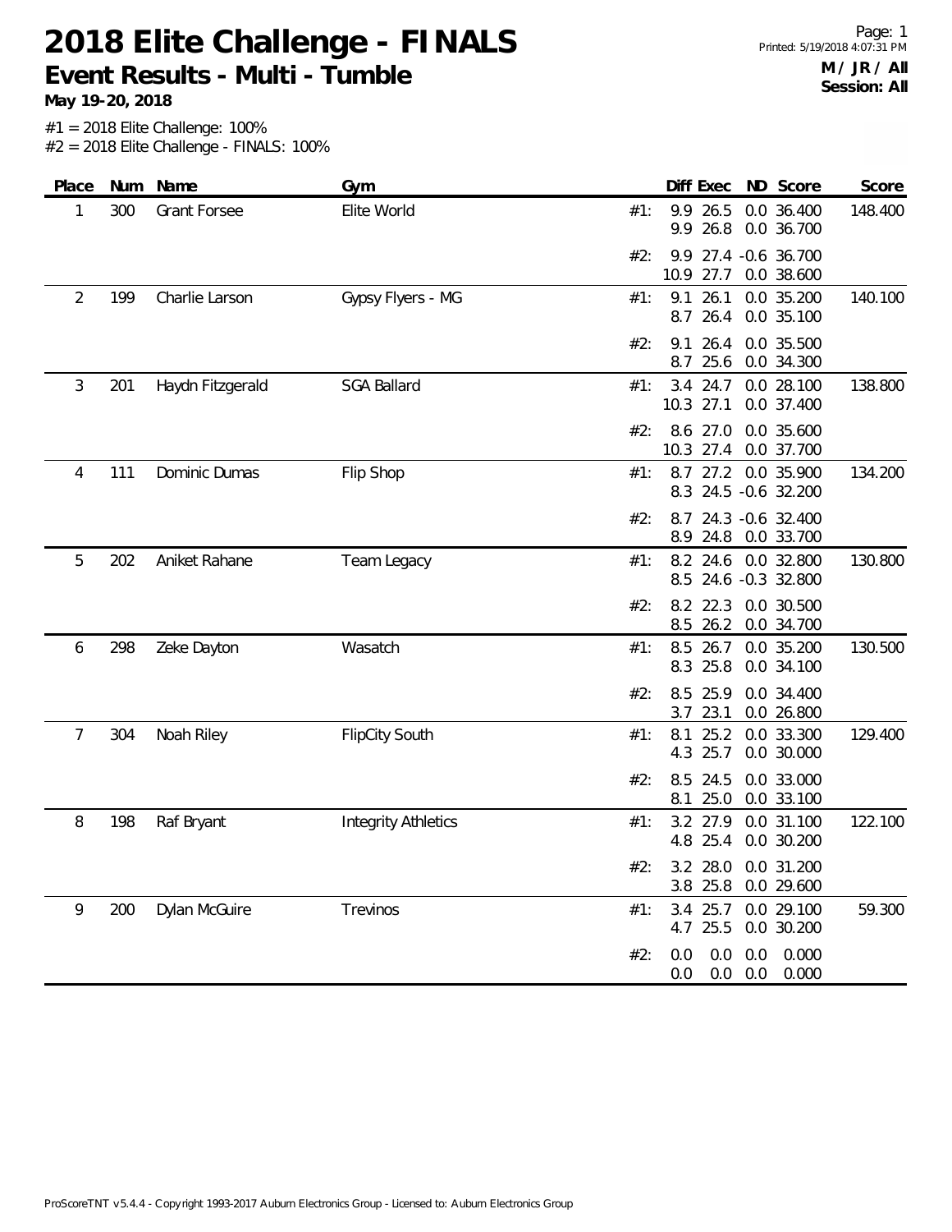# 2018 Elite Challenge - FINALS

## Event Results - Multi - Tumble

**May 19-20, 2018**

**M / JR / All**
**Session: All**

#1 = 2018 Elite Challenge: 100%
#2 = 2018 Elite Challenge - FINALS: 100%

| Place | Num | Name | Gym | | Diff | Exec | ND | Score | Score |
|---|---|---|---|---|---|---|---|---|---|
| 1 | 300 | Grant Forsee | Elite World | #1: | 9.9 | 26.5 | 0.0 | 36.400 | 148.400 |
| | | | | | 9.9 | 26.8 | 0.0 | 36.700 | |
| | | | | #2: | 9.9 | 27.4 | -0.6 | 36.700 | |
| | | | | | 10.9 | 27.7 | 0.0 | 38.600 | |
| 2 | 199 | Charlie Larson | Gypsy Flyers - MG | #1: | 9.1 | 26.1 | 0.0 | 35.200 | 140.100 |
| | | | | | 8.7 | 26.4 | 0.0 | 35.100 | |
| | | | | #2: | 9.1 | 26.4 | 0.0 | 35.500 | |
| | | | | | 8.7 | 25.6 | 0.0 | 34.300 | |
| 3 | 201 | Haydn Fitzgerald | SGA Ballard | #1: | 3.4 | 24.7 | 0.0 | 28.100 | 138.800 |
| | | | | | 10.3 | 27.1 | 0.0 | 37.400 | |
| | | | | #2: | 8.6 | 27.0 | 0.0 | 35.600 | |
| | | | | | 10.3 | 27.4 | 0.0 | 37.700 | |
| 4 | 111 | Dominic Dumas | Flip Shop | #1: | 8.7 | 27.2 | 0.0 | 35.900 | 134.200 |
| | | | | | 8.3 | 24.5 | -0.6 | 32.200 | |
| | | | | #2: | 8.7 | 24.3 | -0.6 | 32.400 | |
| | | | | | 8.9 | 24.8 | 0.0 | 33.700 | |
| 5 | 202 | Aniket Rahane | Team Legacy | #1: | 8.2 | 24.6 | 0.0 | 32.800 | 130.800 |
| | | | | | 8.5 | 24.6 | -0.3 | 32.800 | |
| | | | | #2: | 8.2 | 22.3 | 0.0 | 30.500 | |
| | | | | | 8.5 | 26.2 | 0.0 | 34.700 | |
| 6 | 298 | Zeke Dayton | Wasatch | #1: | 8.5 | 26.7 | 0.0 | 35.200 | 130.500 |
| | | | | | 8.3 | 25.8 | 0.0 | 34.100 | |
| | | | | #2: | 8.5 | 25.9 | 0.0 | 34.400 | |
| | | | | | 3.7 | 23.1 | 0.0 | 26.800 | |
| 7 | 304 | Noah Riley | FlipCity South | #1: | 8.1 | 25.2 | 0.0 | 33.300 | 129.400 |
| | | | | | 4.3 | 25.7 | 0.0 | 30.000 | |
| | | | | #2: | 8.5 | 24.5 | 0.0 | 33.000 | |
| | | | | | 8.1 | 25.0 | 0.0 | 33.100 | |
| 8 | 198 | Raf Bryant | Integrity Athletics | #1: | 3.2 | 27.9 | 0.0 | 31.100 | 122.100 |
| | | | | | 4.8 | 25.4 | 0.0 | 30.200 | |
| | | | | #2: | 3.2 | 28.0 | 0.0 | 31.200 | |
| | | | | | 3.8 | 25.8 | 0.0 | 29.600 | |
| 9 | 200 | Dylan McGuire | Trevinos | #1: | 3.4 | 25.7 | 0.0 | 29.100 | 59.300 |
| | | | | | 4.7 | 25.5 | 0.0 | 30.200 | |
| | | | | #2: | 0.0 | 0.0 | 0.0 | 0.000 | |
| | | | | | 0.0 | 0.0 | 0.0 | 0.000 | |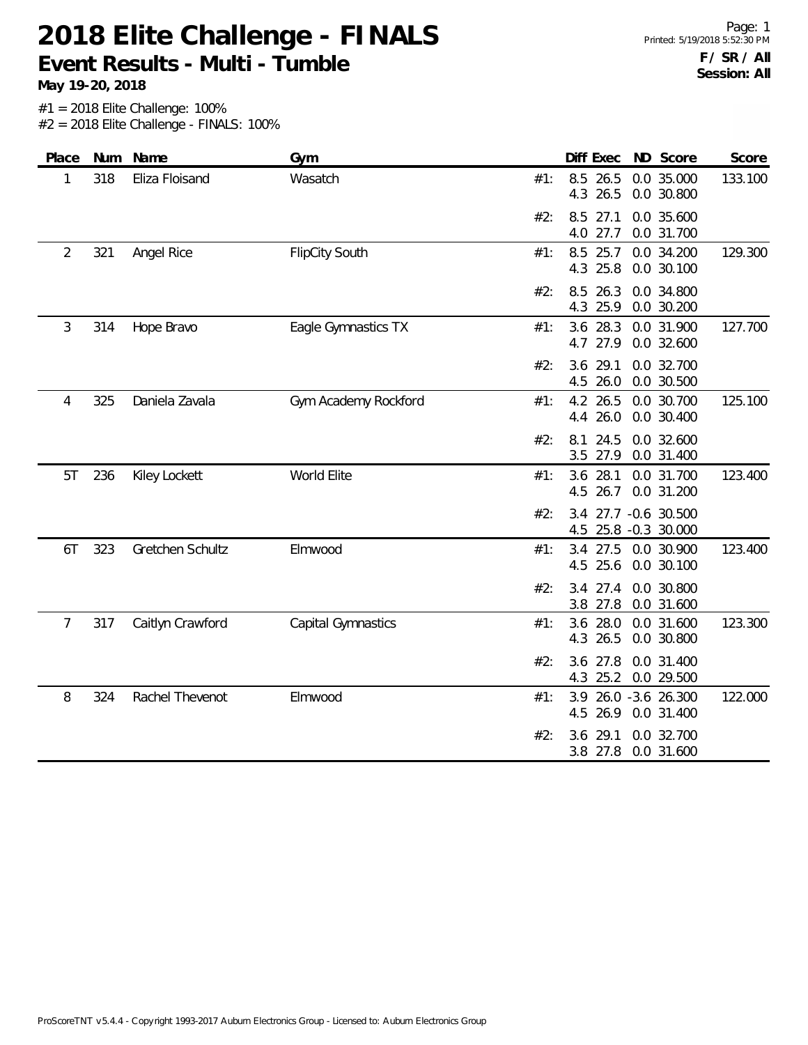# 2018 Elite Challenge - FINALS

## Event Results - Multi - Tumble

**May 19-20, 2018**

**F / SR / All**
**Session: All**

#1 = 2018 Elite Challenge: 100%
#2 = 2018 Elite Challenge - FINALS: 100%

| Place | Num | Name | Gym | | Diff | Exec | ND | Score | Score |
|---|---|---|---|---|---|---|---|---|---|
| 1 | 318 | Eliza Floisand | Wasatch | #1: | 8.5 | 26.5 | 0.0 | 35.000 | 133.100 |
| | | | | | 4.3 | 26.5 | 0.0 | 30.800 | |
| | | | | #2: | 8.5 | 27.1 | 0.0 | 35.600 | |
| | | | | | 4.0 | 27.7 | 0.0 | 31.700 | |
| 2 | 321 | Angel Rice | FlipCity South | #1: | 8.5 | 25.7 | 0.0 | 34.200 | 129.300 |
| | | | | | 4.3 | 25.8 | 0.0 | 30.100 | |
| | | | | #2: | 8.5 | 26.3 | 0.0 | 34.800 | |
| | | | | | 4.3 | 25.9 | 0.0 | 30.200 | |
| 3 | 314 | Hope Bravo | Eagle Gymnastics TX | #1: | 3.6 | 28.3 | 0.0 | 31.900 | 127.700 |
| | | | | | 4.7 | 27.9 | 0.0 | 32.600 | |
| | | | | #2: | 3.6 | 29.1 | 0.0 | 32.700 | |
| | | | | | 4.5 | 26.0 | 0.0 | 30.500 | |
| 4 | 325 | Daniela Zavala | Gym Academy Rockford | #1: | 4.2 | 26.5 | 0.0 | 30.700 | 125.100 |
| | | | | | 4.4 | 26.0 | 0.0 | 30.400 | |
| | | | | #2: | 8.1 | 24.5 | 0.0 | 32.600 | |
| | | | | | 3.5 | 27.9 | 0.0 | 31.400 | |
| 5T | 236 | Kiley Lockett | World Elite | #1: | 3.6 | 28.1 | 0.0 | 31.700 | 123.400 |
| | | | | | 4.5 | 26.7 | 0.0 | 31.200 | |
| | | | | #2: | 3.4 | 27.7 | -0.6 | 30.500 | |
| | | | | | 4.5 | 25.8 | -0.3 | 30.000 | |
| 6T | 323 | Gretchen Schultz | Elmwood | #1: | 3.4 | 27.5 | 0.0 | 30.900 | 123.400 |
| | | | | | 4.5 | 25.6 | 0.0 | 30.100 | |
| | | | | #2: | 3.4 | 27.4 | 0.0 | 30.800 | |
| | | | | | 3.8 | 27.8 | 0.0 | 31.600 | |
| 7 | 317 | Caitlyn Crawford | Capital Gymnastics | #1: | 3.6 | 28.0 | 0.0 | 31.600 | 123.300 |
| | | | | | 4.3 | 26.5 | 0.0 | 30.800 | |
| | | | | #2: | 3.6 | 27.8 | 0.0 | 31.400 | |
| | | | | | 4.3 | 25.2 | 0.0 | 29.500 | |
| 8 | 324 | Rachel Thevenot | Elmwood | #1: | 3.9 | 26.0 | -3.6 | 26.300 | 122.000 |
| | | | | | 4.5 | 26.9 | 0.0 | 31.400 | |
| | | | | #2: | 3.6 | 29.1 | 0.0 | 32.700 | |
| | | | | | 3.8 | 27.8 | 0.0 | 31.600 | |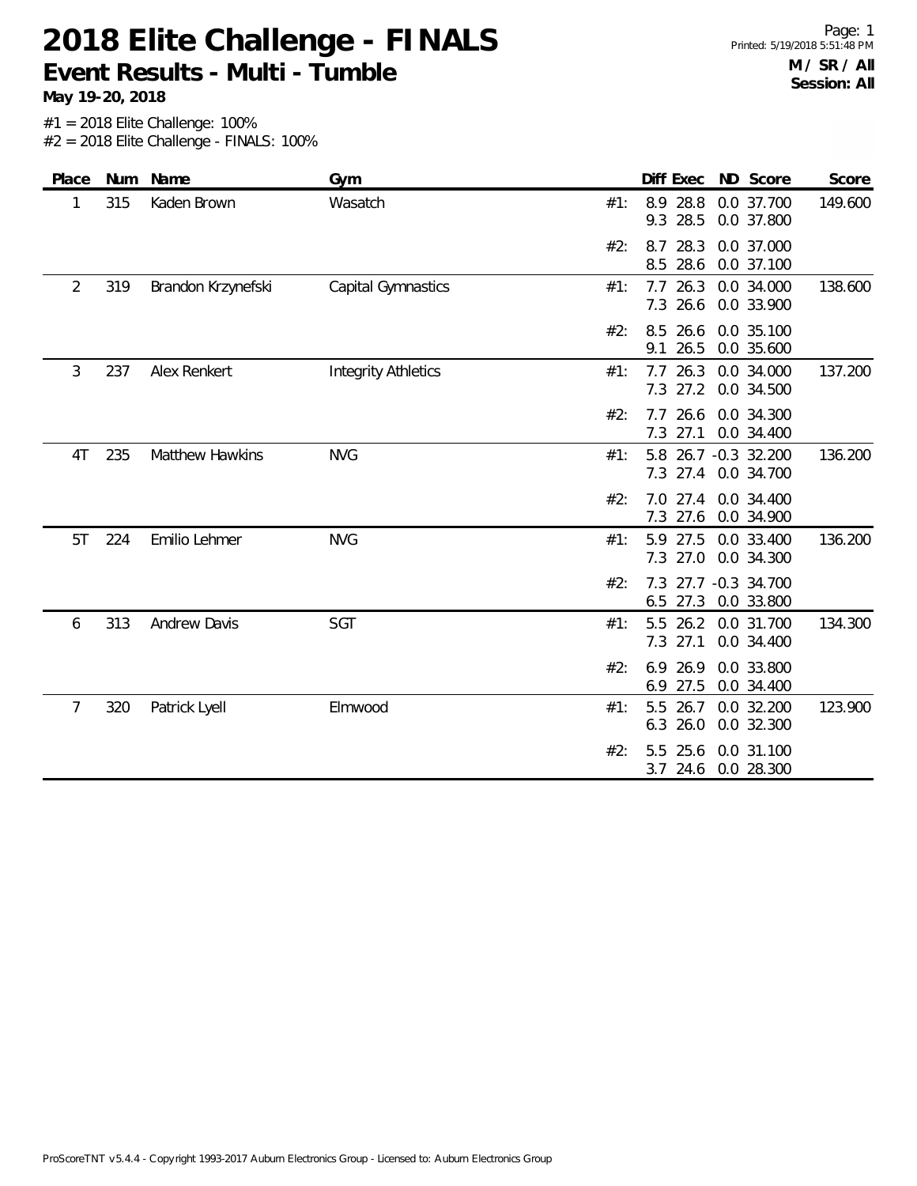# 2018 Elite Challenge - FINALS

## Event Results - Multi - Tumble

**May 19-20, 2018**

**M / SR / All**
**Session: All**

#1 = 2018 Elite Challenge: 100%
#2 = 2018 Elite Challenge - FINALS: 100%

| Place | Num | Name | Gym | | Diff | Exec | ND | Score | Score |
|---|---|---|---|---|---|---|---|---|---|
| 1 | 315 | Kaden Brown | Wasatch | #1: | 8.9 | 28.8 | 0.0 | 37.700 | 149.600 |
| | | | | | 9.3 | 28.5 | 0.0 | 37.800 | |
| | | | | #2: | 8.7 | 28.3 | 0.0 | 37.000 | |
| | | | | | 8.5 | 28.6 | 0.0 | 37.100 | |
| 2 | 319 | Brandon Krzynefski | Capital Gymnastics | #1: | 7.7 | 26.3 | 0.0 | 34.000 | 138.600 |
| | | | | | 7.3 | 26.6 | 0.0 | 33.900 | |
| | | | | #2: | 8.5 | 26.6 | 0.0 | 35.100 | |
| | | | | | 9.1 | 26.5 | 0.0 | 35.600 | |
| 3 | 237 | Alex Renkert | Integrity Athletics | #1: | 7.7 | 26.3 | 0.0 | 34.000 | 137.200 |
| | | | | | 7.3 | 27.2 | 0.0 | 34.500 | |
| | | | | #2: | 7.7 | 26.6 | 0.0 | 34.300 | |
| | | | | | 7.3 | 27.1 | 0.0 | 34.400 | |
| 4T | 235 | Matthew Hawkins | NVG | #1: | 5.8 | 26.7 | -0.3 | 32.200 | 136.200 |
| | | | | | 7.3 | 27.4 | 0.0 | 34.700 | |
| | | | | #2: | 7.0 | 27.4 | 0.0 | 34.400 | |
| | | | | | 7.3 | 27.6 | 0.0 | 34.900 | |
| 5T | 224 | Emilio Lehmer | NVG | #1: | 5.9 | 27.5 | 0.0 | 33.400 | 136.200 |
| | | | | | 7.3 | 27.0 | 0.0 | 34.300 | |
| | | | | #2: | 7.3 | 27.7 | -0.3 | 34.700 | |
| | | | | | 6.5 | 27.3 | 0.0 | 33.800 | |
| 6 | 313 | Andrew Davis | SGT | #1: | 5.5 | 26.2 | 0.0 | 31.700 | 134.300 |
| | | | | | 7.3 | 27.1 | 0.0 | 34.400 | |
| | | | | #2: | 6.9 | 26.9 | 0.0 | 33.800 | |
| | | | | | 6.9 | 27.5 | 0.0 | 34.400 | |
| 7 | 320 | Patrick Lyell | Elmwood | #1: | 5.5 | 26.7 | 0.0 | 32.200 | 123.900 |
| | | | | | 6.3 | 26.0 | 0.0 | 32.300 | |
| | | | | #2: | 5.5 | 25.6 | 0.0 | 31.100 | |
| | | | | | 3.7 | 24.6 | 0.0 | 28.300 | |

ProScoreTNT v5.4.4 - Copyright 1993-2017 Auburn Electronics Group - Licensed to: Auburn Electronics Group